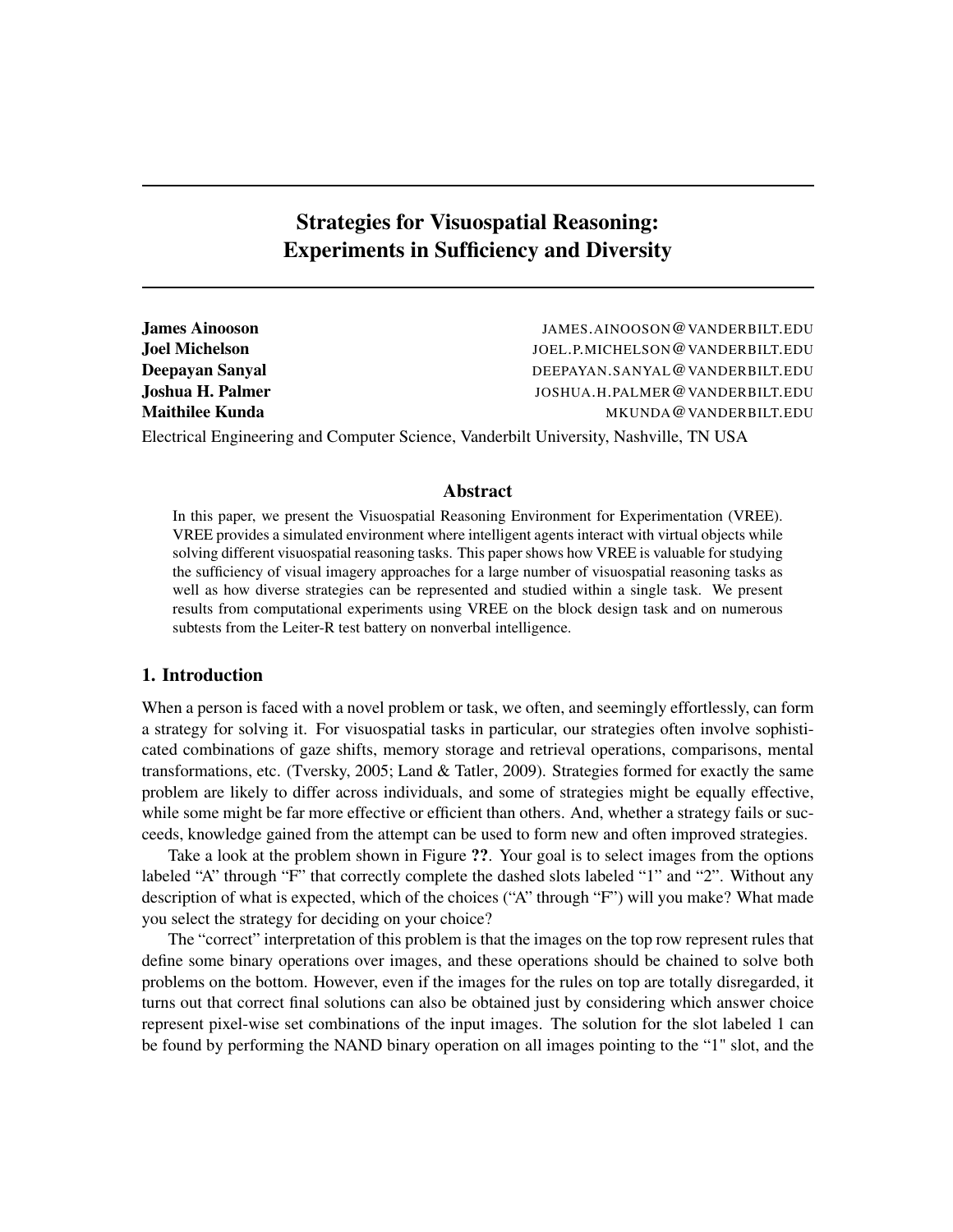# Strategies for Visuospatial Reasoning: Experiments in Sufficiency and Diversity

**James Ainooson** JAMES.AINOOSON@VANDERBILT.EDU
**Joel Michelson** JOEL.P.MICHELSON@VANDERBILT.EDU
**Deepayan Sanyal** DEEPAYAN.SANYAL@VANDERBILT.EDU
**Joshua H. Palmer** JOSHUA.H.PALMER@VANDERBILT.EDU
**Maithilee Kunda** MKUNDA@VANDERBILT.EDU

Electrical Engineering and Computer Science, Vanderbilt University, Nashville, TN USA

## Abstract

In this paper, we present the Visuospatial Reasoning Environment for Experimentation (VREE). VREE provides a simulated environment where intelligent agents interact with virtual objects while solving different visuospatial reasoning tasks. This paper shows how VREE is valuable for studying the sufficiency of visual imagery approaches for a large number of visuospatial reasoning tasks as well as how diverse strategies can be represented and studied within a single task. We present results from computational experiments using VREE on the block design task and on numerous subtests from the Leiter-R test battery on nonverbal intelligence.

## 1. Introduction

When a person is faced with a novel problem or task, we often, and seemingly effortlessly, can form a strategy for solving it. For visuospatial tasks in particular, our strategies often involve sophisticated combinations of gaze shifts, memory storage and retrieval operations, comparisons, mental transformations, etc. (Tversky, 2005; Land & Tatler, 2009). Strategies formed for exactly the same problem are likely to differ across individuals, and some of strategies might be equally effective, while some might be far more effective or efficient than others. And, whether a strategy fails or succeeds, knowledge gained from the attempt can be used to form new and often improved strategies.

Take a look at the problem shown in Figure **??**. Your goal is to select images from the options labeled "A" through "F" that correctly complete the dashed slots labeled "1" and "2". Without any description of what is expected, which of the choices ("A" through "F") will you make? What made you select the strategy for deciding on your choice?

The "correct" interpretation of this problem is that the images on the top row represent rules that define some binary operations over images, and these operations should be chained to solve both problems on the bottom. However, even if the images for the rules on top are totally disregarded, it turns out that correct final solutions can also be obtained just by considering which answer choice represent pixel-wise set combinations of the input images. The solution for the slot labeled 1 can be found by performing the NAND binary operation on all images pointing to the "1" slot, and the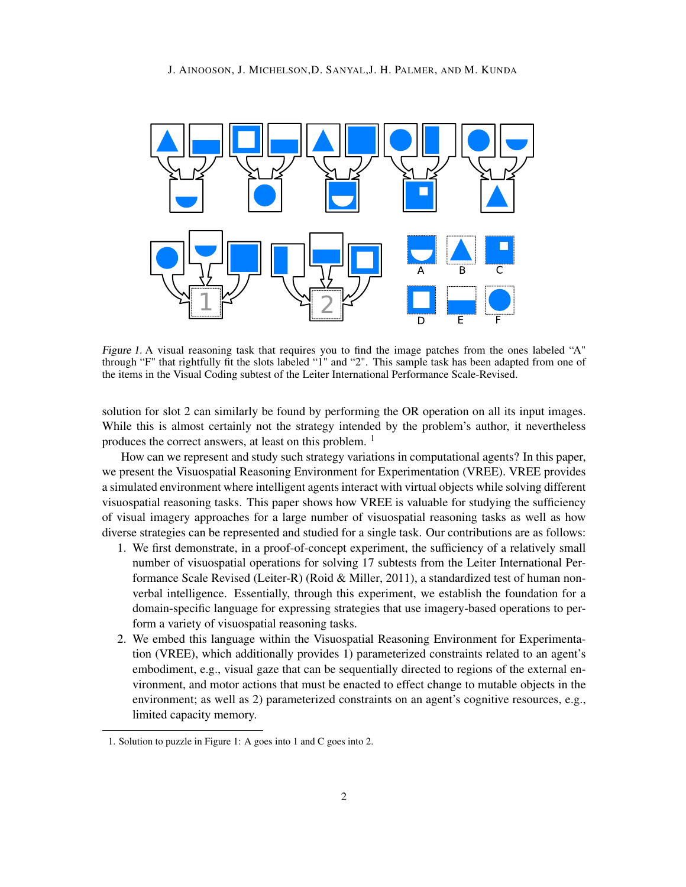Figure 1. A visual reasoning task that requires you to find the image patches from the ones labeled "A" through "F" that rightfully fit the slots labeled "1" and "2". This sample task has been adapted from one of the items in the Visual Coding subtest of the Leiter International Performance Scale-Revised.

solution for slot 2 can similarly be found by performing the OR operation on all its input images. While this is almost certainly not the strategy intended by the problem's author, it nevertheless produces the correct answers, at least on this problem. [1]

How can we represent and study such strategy variations in computational agents? In this paper, we present the Visuospatial Reasoning Environment for Experimentation (VREE). VREE provides a simulated environment where intelligent agents interact with virtual objects while solving different visuospatial reasoning tasks. This paper shows how VREE is valuable for studying the sufficiency of visual imagery approaches for a large number of visuospatial reasoning tasks as well as how diverse strategies can be represented and studied for a single task. Our contributions are as follows:

1. We first demonstrate, in a proof-of-concept experiment, the sufficiency of a relatively small number of visuospatial operations for solving 17 subtests from the Leiter International Performance Scale Revised (Leiter-R) (Roid & Miller, 2011), a standardized test of human non-verbal intelligence. Essentially, through this experiment, we establish the foundation for a domain-specific language for expressing strategies that use imagery-based operations to perform a variety of visuospatial reasoning tasks.
2. We embed this language within the Visuospatial Reasoning Environment for Experimentation (VREE), which additionally provides 1) parameterized constraints related to an agent's embodiment, e.g., visual gaze that can be sequentially directed to regions of the external environment, and motor actions that must be enacted to effect change to mutable objects in the environment; as well as 2) parameterized constraints on an agent's cognitive resources, e.g., limited capacity memory.

1. Solution to puzzle in Figure 1: A goes into 1 and C goes into 2.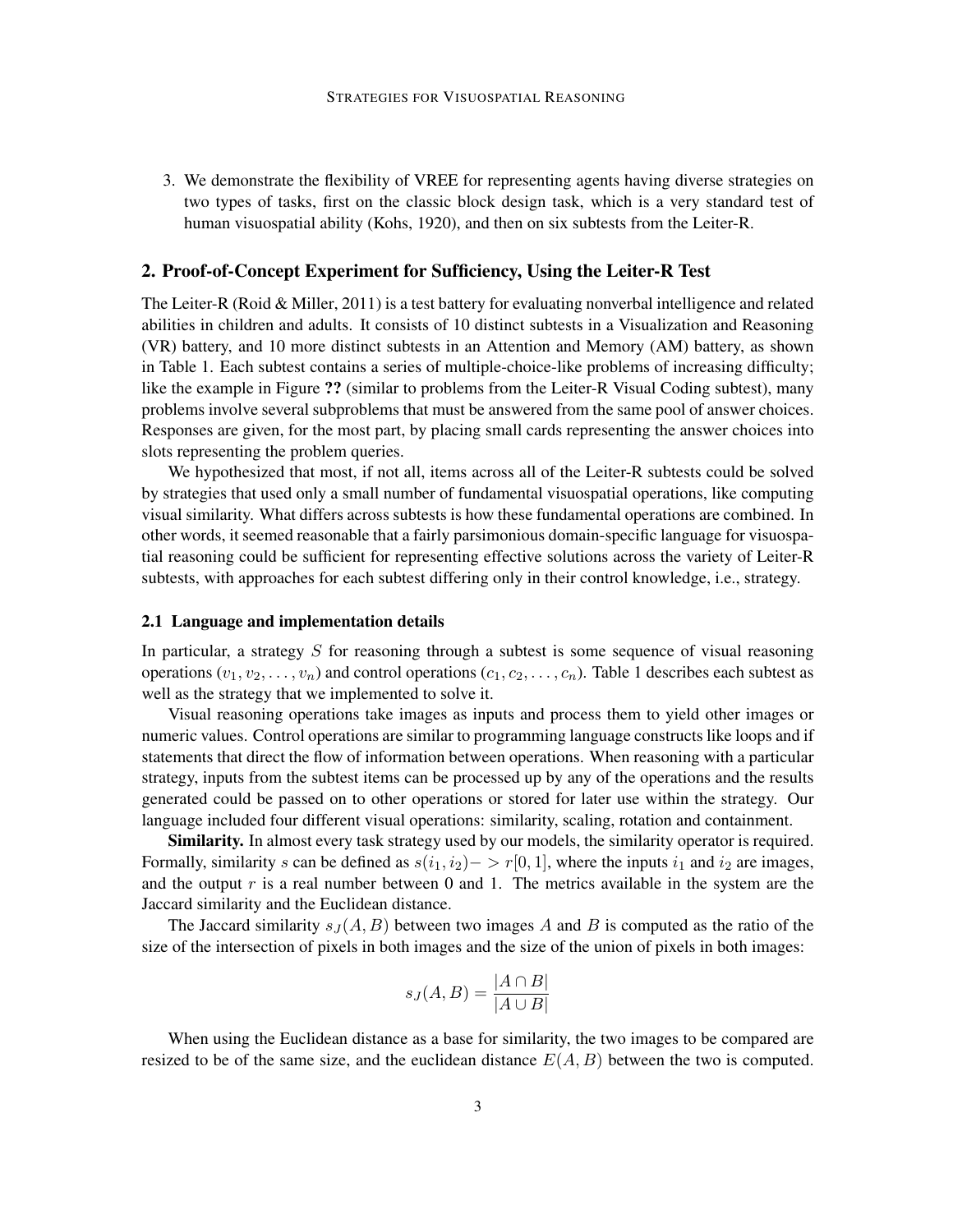3. We demonstrate the flexibility of VREE for representing agents having diverse strategies on two types of tasks, first on the classic block design task, which is a very standard test of human visuospatial ability (Kohs, 1920), and then on six subtests from the Leiter-R.

## 2. Proof-of-Concept Experiment for Sufficiency, Using the Leiter-R Test

The Leiter-R (Roid & Miller, 2011) is a test battery for evaluating nonverbal intelligence and related abilities in children and adults. It consists of 10 distinct subtests in a Visualization and Reasoning (VR) battery, and 10 more distinct subtests in an Attention and Memory (AM) battery, as shown in Table 1. Each subtest contains a series of multiple-choice-like problems of increasing difficulty; like the example in Figure **??** (similar to problems from the Leiter-R Visual Coding subtest), many problems involve several subproblems that must be answered from the same pool of answer choices. Responses are given, for the most part, by placing small cards representing the answer choices into slots representing the problem queries.

We hypothesized that most, if not all, items across all of the Leiter-R subtests could be solved by strategies that used only a small number of fundamental visuospatial operations, like computing visual similarity. What differs across subtests is how these fundamental operations are combined. In other words, it seemed reasonable that a fairly parsimonious domain-specific language for visuospatial reasoning could be sufficient for representing effective solutions across the variety of Leiter-R subtests, with approaches for each subtest differing only in their control knowledge, i.e., strategy.

### 2.1 Language and implementation details

In particular, a strategy $S$ for reasoning through a subtest is some sequence of visual reasoning operations $(v_1, v_2, \ldots, v_n)$ and control operations $(c_1, c_2, \ldots, c_n)$. Table 1 describes each subtest as well as the strategy that we implemented to solve it.

Visual reasoning operations take images as inputs and process them to yield other images or numeric values. Control operations are similar to programming language constructs like loops and if statements that direct the flow of information between operations. When reasoning with a particular strategy, inputs from the subtest items can be processed up by any of the operations and the results generated could be passed on to other operations or stored for later use within the strategy. Our language included four different visual operations: similarity, scaling, rotation and containment.

**Similarity.** In almost every task strategy used by our models, the similarity operator is required. Formally, similarity $s$ can be defined as $s(i_1, i_2) -> r[0, 1]$, where the inputs $i_1$ and $i_2$ are images, and the output $r$ is a real number between 0 and 1. The metrics available in the system are the Jaccard similarity and the Euclidean distance.

The Jaccard similarity $s_J(A, B)$ between two images $A$ and $B$ is computed as the ratio of the size of the intersection of pixels in both images and the size of the union of pixels in both images:

$$s_J(A, B) = \frac{|A \cap B|}{|A \cup B|}$$

When using the Euclidean distance as a base for similarity, the two images to be compared are resized to be of the same size, and the euclidean distance $E(A, B)$ between the two is computed.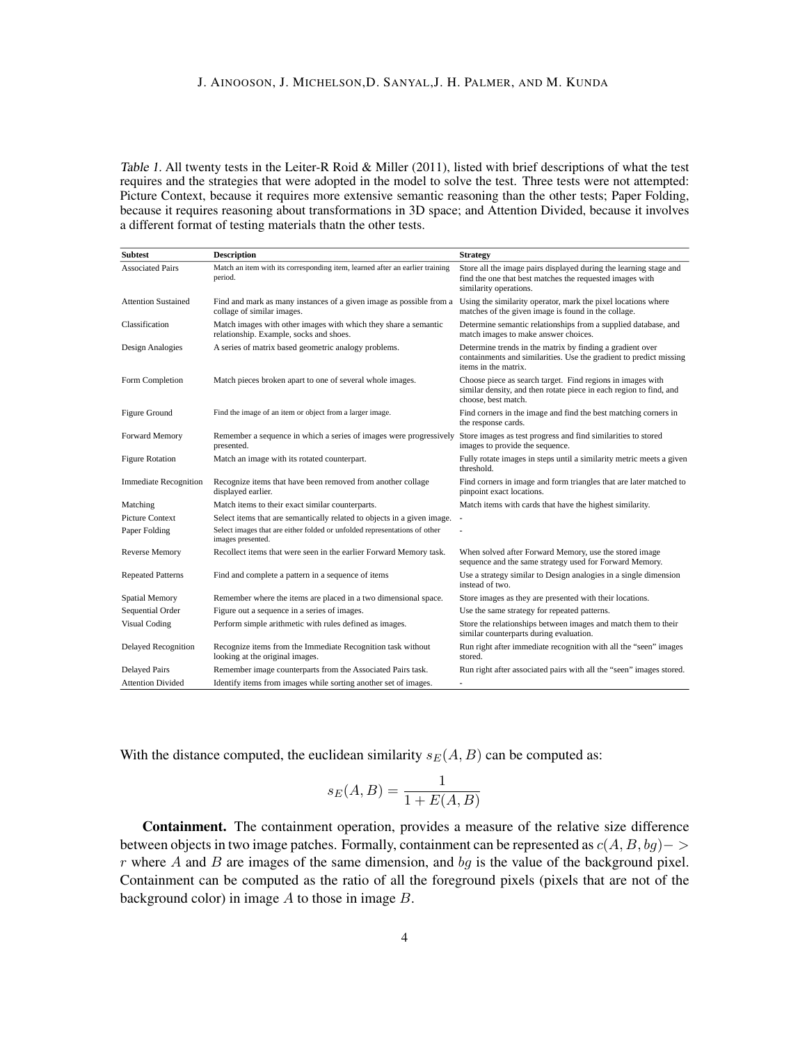*Table 1.* All twenty tests in the Leiter-R Roid & Miller (2011), listed with brief descriptions of what the test requires and the strategies that were adopted in the model to solve the test. Three tests were not attempted: Picture Context, because it requires more extensive semantic reasoning than the other tests; Paper Folding, because it requires reasoning about transformations in 3D space; and Attention Divided, because it involves a different format of testing materials thatn the other tests.

| Subtest | Description | Strategy |
|---|---|---|
| Associated Pairs | Match an item with its corresponding item, learned after an earlier training period. | Store all the image pairs displayed during the learning stage and find the one that best matches the requested images with similarity operations. |
| Attention Sustained | Find and mark as many instances of a given image as possible from a collage of similar images. | Using the similarity operator, mark the pixel locations where matches of the given image is found in the collage. |
| Classification | Match images with other images with which they share a semantic relationship. Example, socks and shoes. | Determine semantic relationships from a supplied database, and match images to make answer choices. |
| Design Analogies | A series of matrix based geometric analogy problems. | Determine trends in the matrix by finding a gradient over containments and similarities. Use the gradient to predict missing items in the matrix. |
| Form Completion | Match pieces broken apart to one of several whole images. | Choose piece as search target. Find regions in images with similar density, and then rotate piece in each region to find, and choose, best match. |
| Figure Ground | Find the image of an item or object from a larger image. | Find corners in the image and find the best matching corners in the response cards. |
| Forward Memory | Remember a sequence in which a series of images were progressively presented. | Store images as test progress and find similarities to stored images to provide the sequence. |
| Figure Rotation | Match an image with its rotated counterpart. | Fully rotate images in steps until a similarity metric meets a given threshold. |
| Immediate Recognition | Recognize items that have been removed from another collage displayed earlier. | Find corners in image and form triangles that are later matched to pinpoint exact locations. |
| Matching | Match items to their exact similar counterparts. | Match items with cards that have the highest similarity. |
| Picture Context | Select items that are semantically related to objects in a given image. | - |
| Paper Folding | Select images that are either folded or unfolded representations of other images presented. | - |
| Reverse Memory | Recollect items that were seen in the earlier Forward Memory task. | When solved after Forward Memory, use the stored image sequence and the same strategy used for Forward Memory. |
| Repeated Patterns | Find and complete a pattern in a sequence of items | Use a strategy similar to Design analogies in a single dimension instead of two. |
| Spatial Memory | Remember where the items are placed in a two dimensional space. | Store images as they are presented with their locations. |
| Sequential Order | Figure out a sequence in a series of images. | Use the same strategy for repeated patterns. |
| Visual Coding | Perform simple arithmetic with rules defined as images. | Store the relationships between images and match them to their similar counterparts during evaluation. |
| Delayed Recognition | Recognize items from the Immediate Recognition task without looking at the original images. | Run right after immediate recognition with all the "seen" images stored. |
| Delayed Pairs | Remember image counterparts from the Associated Pairs task. | Run right after associated pairs with all the "seen" images stored. |
| Attention Divided | Identify items from images while sorting another set of images. | - |

With the distance computed, the euclidean similarity $s_E(A, B)$ can be computed as:

$$s_E(A, B) = \frac{1}{1 + E(A, B)}$$

**Containment.** The containment operation, provides a measure of the relative size difference between objects in two image patches. Formally, containment can be represented as $c(A, B, bg) - > r$ where $A$ and $B$ are images of the same dimension, and $bg$ is the value of the background pixel. Containment can be computed as the ratio of all the foreground pixels (pixels that are not of the background color) in image $A$ to those in image $B$.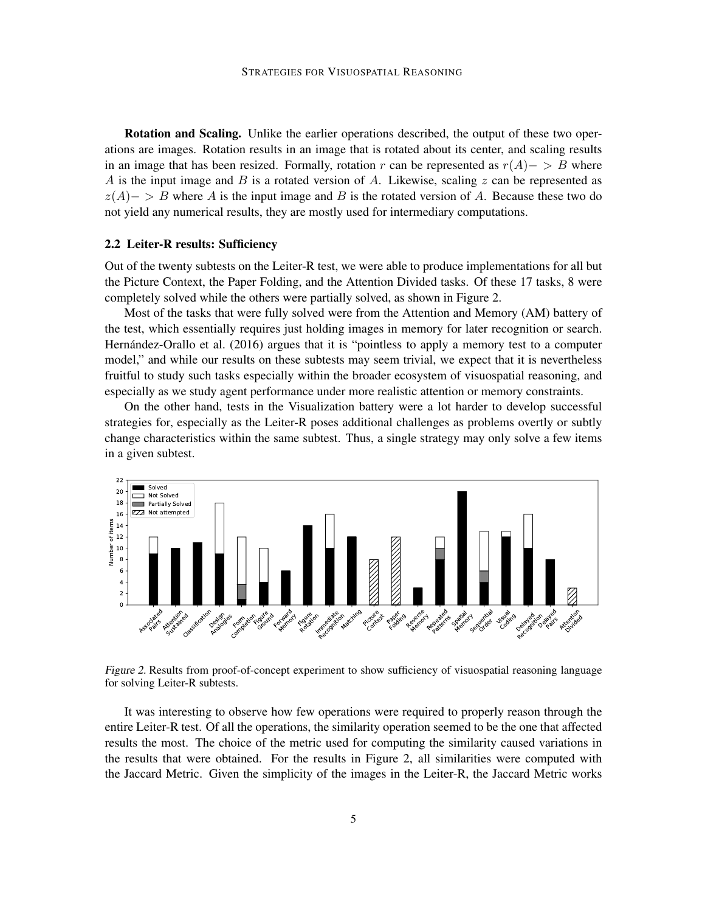**Rotation and Scaling.** Unlike the earlier operations described, the output of these two operations are images. Rotation results in an image that is rotated about its center, and scaling results in an image that has been resized. Formally, rotation $r$ can be represented as $r(A)- > B$ where $A$ is the input image and $B$ is a rotated version of $A$. Likewise, scaling $z$ can be represented as $z(A)- > B$ where $A$ is the input image and $B$ is the rotated version of $A$. Because these two do not yield any numerical results, they are mostly used for intermediary computations.

### 2.2 Leiter-R results: Sufficiency

Out of the twenty subtests on the Leiter-R test, we were able to produce implementations for all but the Picture Context, the Paper Folding, and the Attention Divided tasks. Of these 17 tasks, 8 were completely solved while the others were partially solved, as shown in Figure 2.

Most of the tasks that were fully solved were from the Attention and Memory (AM) battery of the test, which essentially requires just holding images in memory for later recognition or search. Hernández-Orallo et al. (2016) argues that it is "pointless to apply a memory test to a computer model," and while our results on these subtests may seem trivial, we expect that it is nevertheless fruitful to study such tasks especially within the broader ecosystem of visuospatial reasoning, and especially as we study agent performance under more realistic attention or memory constraints.

On the other hand, tests in the Visualization battery were a lot harder to develop successful strategies for, especially as the Leiter-R poses additional challenges as problems overtly or subtly change characteristics within the same subtest. Thus, a single strategy may only solve a few items in a given subtest.

Solved
Not Solved
Partially Solved
Not attempted

Number of Items

0
2
4
6
8
10
12
14
16
18
20
22

Associated Pairs
Attention Sustained
Classification
Design Analogies
Form Completion
Figure Ground
Forward Memory
Figure Rotation
Immediate Recognition
Matching
Picture Context
Paper Folding
Reverse Memory
Repeated Patterns
Spatial Memory
Sequential Order
Visual Coding
Delayed Recognition
Delayed Pairs
Attention Divided

*Figure 2.* Results from proof-of-concept experiment to show sufficiency of visuospatial reasoning language for solving Leiter-R subtests.

It was interesting to observe how few operations were required to properly reason through the entire Leiter-R test. Of all the operations, the similarity operation seemed to be the one that affected results the most. The choice of the metric used for computing the similarity caused variations in the results that were obtained. For the results in Figure 2, all similarities were computed with the Jaccard Metric. Given the simplicity of the images in the Leiter-R, the Jaccard Metric works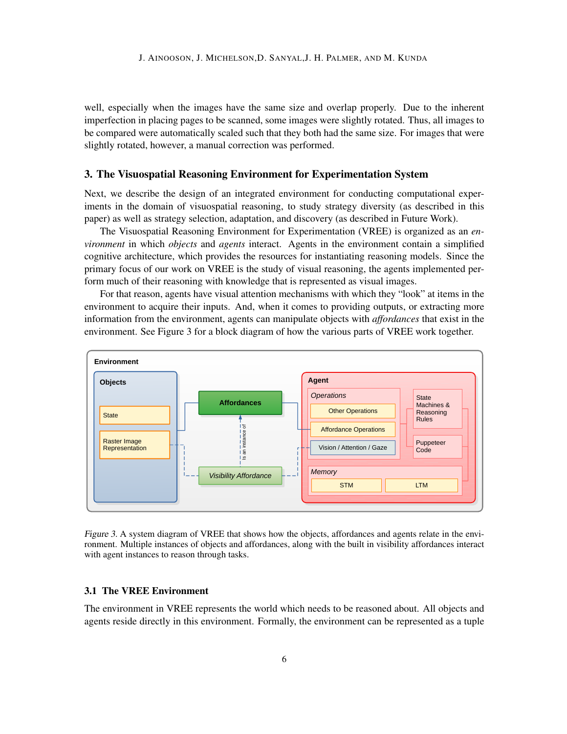well, especially when the images have the same size and overlap properly. Due to the inherent imperfection in placing pages to be scanned, some images were slightly rotated. Thus, all images to be compared were automatically scaled such that they both had the same size. For images that were slightly rotated, however, a manual correction was performed.

## 3. The Visuospatial Reasoning Environment for Experimentation System

Next, we describe the design of an integrated environment for conducting computational experiments in the domain of visuospatial reasoning, to study strategy diversity (as described in this paper) as well as strategy selection, adaptation, and discovery (as described in Future Work).

The Visuospatial Reasoning Environment for Experimentation (VREE) is organized as an *environment* in which *objects* and *agents* interact. Agents in the environment contain a simplified cognitive architecture, which provides the resources for instantiating reasoning models. Since the primary focus of our work on VREE is the study of visual reasoning, the agents implemented perform much of their reasoning with knowledge that is represented as visual images.

For that reason, agents have visual attention mechanisms with which they "look" at items in the environment to acquire their inputs. And, when it comes to providing outputs, or extracting more information from the environment, agents can manipulate objects with *affordances* that exist in the environment. See Figure 3 for a block diagram of how the various parts of VREE work together.

Environment
Objects
State
Raster Image Representation
Affordances
is an instance of
Visibility Affordance
Agent
Operations
Other Operations
Affordance Operations
Vision / Attention / Gaze
State Machines & Reasoning Rules
Puppeteer Code
Memory
STM
LTM

*Figure 3.* A system diagram of VREE that shows how the objects, affordances and agents relate in the environment. Multiple instances of objects and affordances, along with the built in visibility affordances interact with agent instances to reason through tasks.

### 3.1 The VREE Environment

The environment in VREE represents the world which needs to be reasoned about. All objects and agents reside directly in this environment. Formally, the environment can be represented as a tuple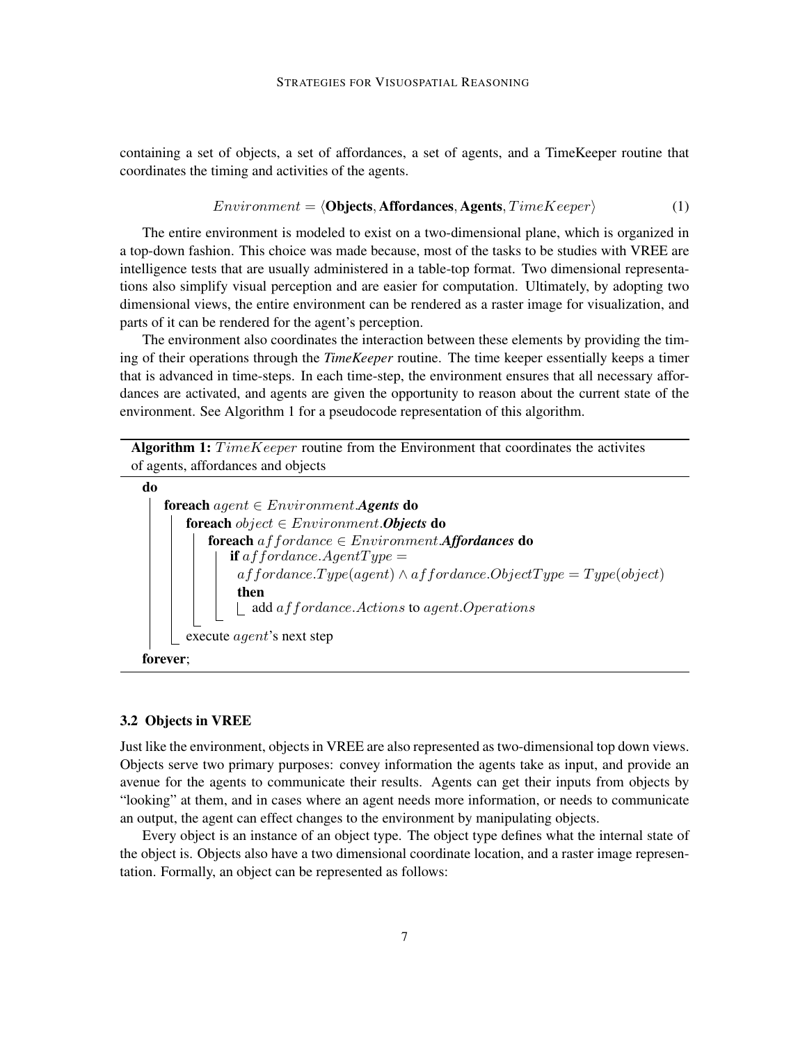containing a set of objects, a set of affordances, a set of agents, and a TimeKeeper routine that coordinates the timing and activities of the agents.

$$Environment = \langle \textbf{Objects}, \textbf{Affordances}, \textbf{Agents}, TimeKeeper \rangle \tag{1}$$

The entire environment is modeled to exist on a two-dimensional plane, which is organized in a top-down fashion. This choice was made because, most of the tasks to be studies with VREE are intelligence tests that are usually administered in a table-top format. Two dimensional representations also simplify visual perception and are easier for computation. Ultimately, by adopting two dimensional views, the entire environment can be rendered as a raster image for visualization, and parts of it can be rendered for the agent's perception.

The environment also coordinates the interaction between these elements by providing the timing of their operations through the ***TimeKeeper*** routine. The time keeper essentially keeps a timer that is advanced in time-steps. In each time-step, the environment ensures that all necessary affordances are activated, and agents are given the opportunity to reason about the current state of the environment. See Algorithm 1 for a pseudocode representation of this algorithm.

**Algorithm 1:** $TimeKeeper$ routine from the Environment that coordinates the activites of agents, affordances and objects

```
do
    foreach agent ∈ Environment.Agents do
        foreach object ∈ Environment.Objects do
            foreach affordance ∈ Environment.Affordances do
                if affordance.AgentType =
                   affordance.Type(agent) ∧ affordance.ObjectType = Type(object)
                then
                    add affordance.Actions to agent.Operations
        execute agent's next step
forever;
```

### 3.2 Objects in VREE

Just like the environment, objects in VREE are also represented as two-dimensional top down views. Objects serve two primary purposes: convey information the agents take as input, and provide an avenue for the agents to communicate their results. Agents can get their inputs from objects by "looking" at them, and in cases where an agent needs more information, or needs to communicate an output, the agent can effect changes to the environment by manipulating objects.

Every object is an instance of an object type. The object type defines what the internal state of the object is. Objects also have a two dimensional coordinate location, and a raster image representation. Formally, an object can be represented as follows: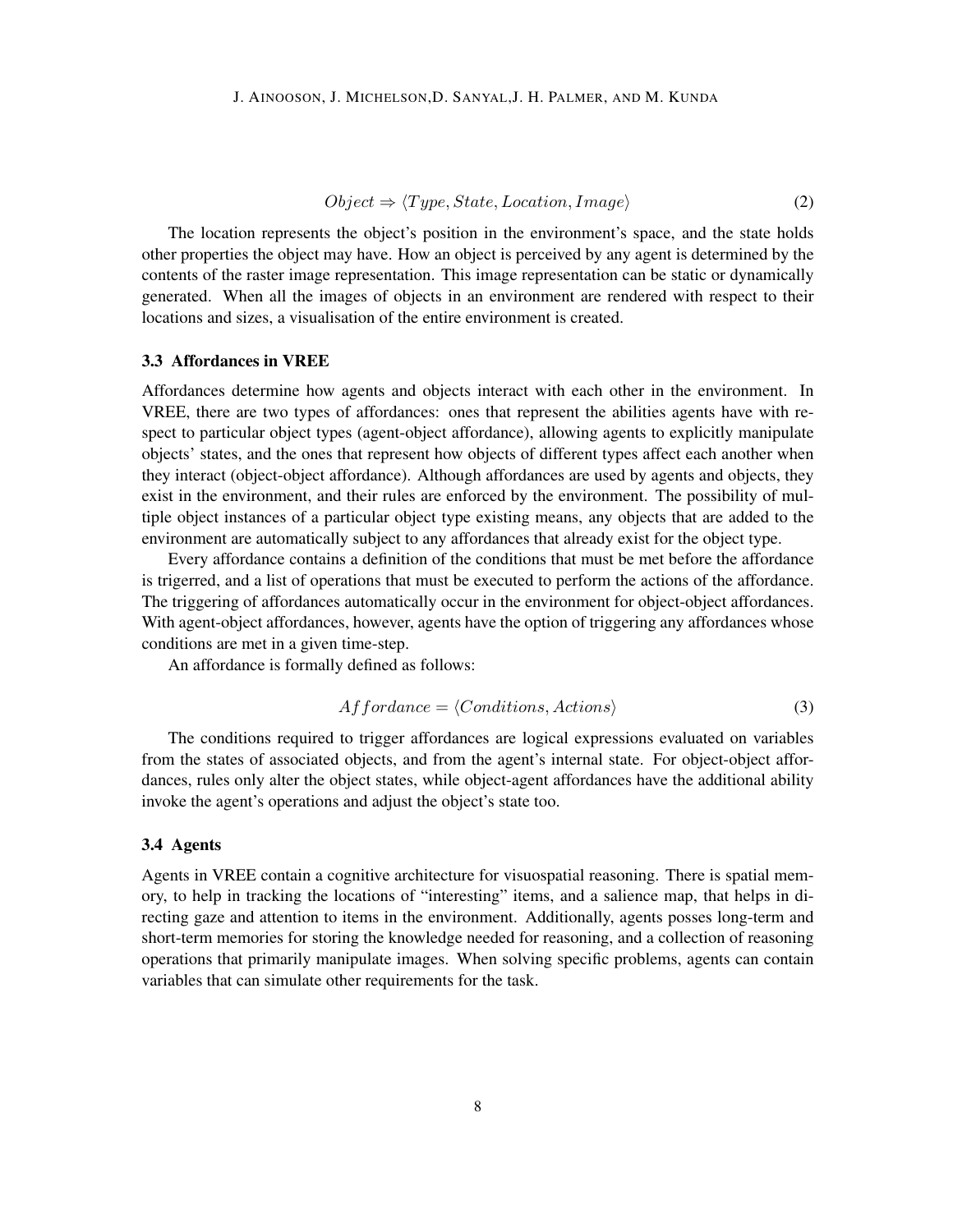$$Object \Rightarrow \langle Type, State, Location, Image \rangle \tag{2}$$

The location represents the object's position in the environment's space, and the state holds other properties the object may have. How an object is perceived by any agent is determined by the contents of the raster image representation. This image representation can be static or dynamically generated. When all the images of objects in an environment are rendered with respect to their locations and sizes, a visualisation of the entire environment is created.

### 3.3 Affordances in VREE

Affordances determine how agents and objects interact with each other in the environment. In VREE, there are two types of affordances: ones that represent the abilities agents have with respect to particular object types (agent-object affordance), allowing agents to explicitly manipulate objects' states, and the ones that represent how objects of different types affect each another when they interact (object-object affordance). Although affordances are used by agents and objects, they exist in the environment, and their rules are enforced by the environment. The possibility of multiple object instances of a particular object type existing means, any objects that are added to the environment are automatically subject to any affordances that already exist for the object type.

Every affordance contains a definition of the conditions that must be met before the affordance is trigerred, and a list of operations that must be executed to perform the actions of the affordance. The triggering of affordances automatically occur in the environment for object-object affordances. With agent-object affordances, however, agents have the option of triggering any affordances whose conditions are met in a given time-step.

An affordance is formally defined as follows:

$$Affordance = \langle Conditions, Actions \rangle \tag{3}$$

The conditions required to trigger affordances are logical expressions evaluated on variables from the states of associated objects, and from the agent's internal state. For object-object affordances, rules only alter the object states, while object-agent affordances have the additional ability invoke the agent's operations and adjust the object's state too.

### 3.4 Agents

Agents in VREE contain a cognitive architecture for visuospatial reasoning. There is spatial memory, to help in tracking the locations of "interesting" items, and a salience map, that helps in directing gaze and attention to items in the environment. Additionally, agents posses long-term and short-term memories for storing the knowledge needed for reasoning, and a collection of reasoning operations that primarily manipulate images. When solving specific problems, agents can contain variables that can simulate other requirements for the task.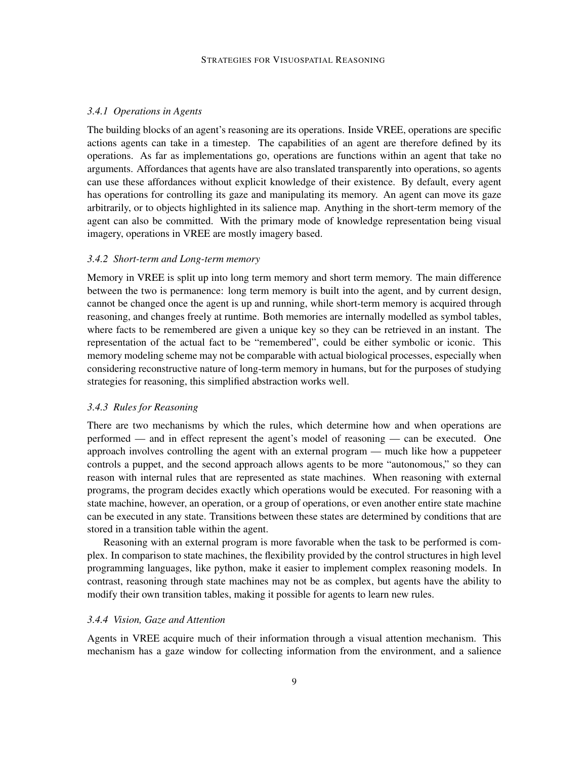### *3.4.1 Operations in Agents*

The building blocks of an agent's reasoning are its operations. Inside VREE, operations are specific actions agents can take in a timestep. The capabilities of an agent are therefore defined by its operations. As far as implementations go, operations are functions within an agent that take no arguments. Affordances that agents have are also translated transparently into operations, so agents can use these affordances without explicit knowledge of their existence. By default, every agent has operations for controlling its gaze and manipulating its memory. An agent can move its gaze arbitrarily, or to objects highlighted in its salience map. Anything in the short-term memory of the agent can also be committed. With the primary mode of knowledge representation being visual imagery, operations in VREE are mostly imagery based.

### *3.4.2 Short-term and Long-term memory*

Memory in VREE is split up into long term memory and short term memory. The main difference between the two is permanence: long term memory is built into the agent, and by current design, cannot be changed once the agent is up and running, while short-term memory is acquired through reasoning, and changes freely at runtime. Both memories are internally modelled as symbol tables, where facts to be remembered are given a unique key so they can be retrieved in an instant. The representation of the actual fact to be "remembered", could be either symbolic or iconic. This memory modeling scheme may not be comparable with actual biological processes, especially when considering reconstructive nature of long-term memory in humans, but for the purposes of studying strategies for reasoning, this simplified abstraction works well.

### *3.4.3 Rules for Reasoning*

There are two mechanisms by which the rules, which determine how and when operations are performed — and in effect represent the agent's model of reasoning — can be executed. One approach involves controlling the agent with an external program — much like how a puppeteer controls a puppet, and the second approach allows agents to be more "autonomous," so they can reason with internal rules that are represented as state machines. When reasoning with external programs, the program decides exactly which operations would be executed. For reasoning with a state machine, however, an operation, or a group of operations, or even another entire state machine can be executed in any state. Transitions between these states are determined by conditions that are stored in a transition table within the agent.

Reasoning with an external program is more favorable when the task to be performed is complex. In comparison to state machines, the flexibility provided by the control structures in high level programming languages, like python, make it easier to implement complex reasoning models. In contrast, reasoning through state machines may not be as complex, but agents have the ability to modify their own transition tables, making it possible for agents to learn new rules.

### *3.4.4 Vision, Gaze and Attention*

Agents in VREE acquire much of their information through a visual attention mechanism. This mechanism has a gaze window for collecting information from the environment, and a salience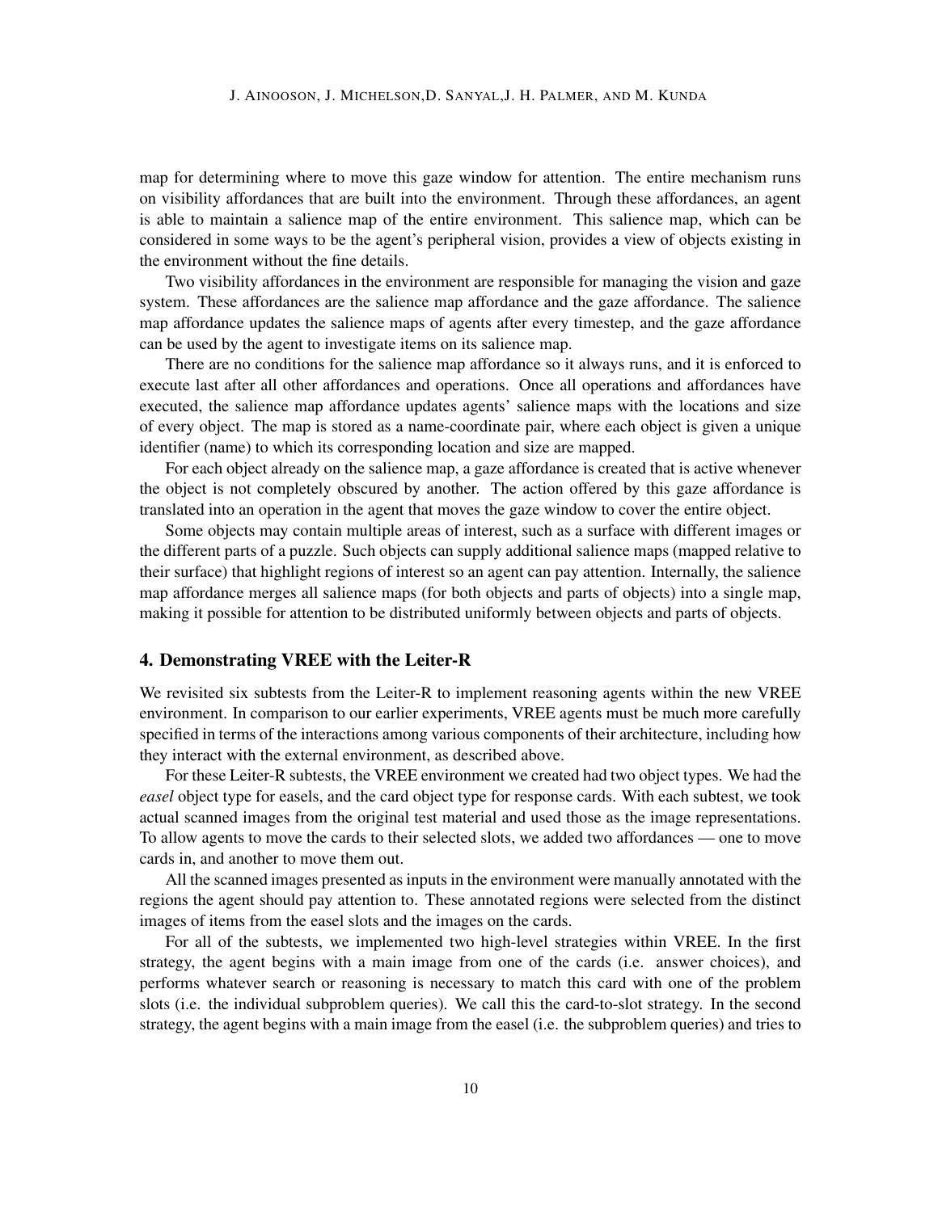map for determining where to move this gaze window for attention. The entire mechanism runs on visibility affordances that are built into the environment. Through these affordances, an agent is able to maintain a salience map of the entire environment. This salience map, which can be considered in some ways to be the agent's peripheral vision, provides a view of objects existing in the environment without the fine details.

Two visibility affordances in the environment are responsible for managing the vision and gaze system. These affordances are the salience map affordance and the gaze affordance. The salience map affordance updates the salience maps of agents after every timestep, and the gaze affordance can be used by the agent to investigate items on its salience map.

There are no conditions for the salience map affordance so it always runs, and it is enforced to execute last after all other affordances and operations. Once all operations and affordances have executed, the salience map affordance updates agents' salience maps with the locations and size of every object. The map is stored as a name-coordinate pair, where each object is given a unique identifier (name) to which its corresponding location and size are mapped.

For each object already on the salience map, a gaze affordance is created that is active whenever the object is not completely obscured by another. The action offered by this gaze affordance is translated into an operation in the agent that moves the gaze window to cover the entire object.

Some objects may contain multiple areas of interest, such as a surface with different images or the different parts of a puzzle. Such objects can supply additional salience maps (mapped relative to their surface) that highlight regions of interest so an agent can pay attention. Internally, the salience map affordance merges all salience maps (for both objects and parts of objects) into a single map, making it possible for attention to be distributed uniformly between objects and parts of objects.

## 4. Demonstrating VREE with the Leiter-R

We revisited six subtests from the Leiter-R to implement reasoning agents within the new VREE environment. In comparison to our earlier experiments, VREE agents must be much more carefully specified in terms of the interactions among various components of their architecture, including how they interact with the external environment, as described above.

For these Leiter-R subtests, the VREE environment we created had two object types. We had the *easel* object type for easels, and the card object type for response cards. With each subtest, we took actual scanned images from the original test material and used those as the image representations. To allow agents to move the cards to their selected slots, we added two affordances — one to move cards in, and another to move them out.

All the scanned images presented as inputs in the environment were manually annotated with the regions the agent should pay attention to. These annotated regions were selected from the distinct images of items from the easel slots and the images on the cards.

For all of the subtests, we implemented two high-level strategies within VREE. In the first strategy, the agent begins with a main image from one of the cards (i.e. answer choices), and performs whatever search or reasoning is necessary to match this card with one of the problem slots (i.e. the individual subproblem queries). We call this the card-to-slot strategy. In the second strategy, the agent begins with a main image from the easel (i.e. the subproblem queries) and tries to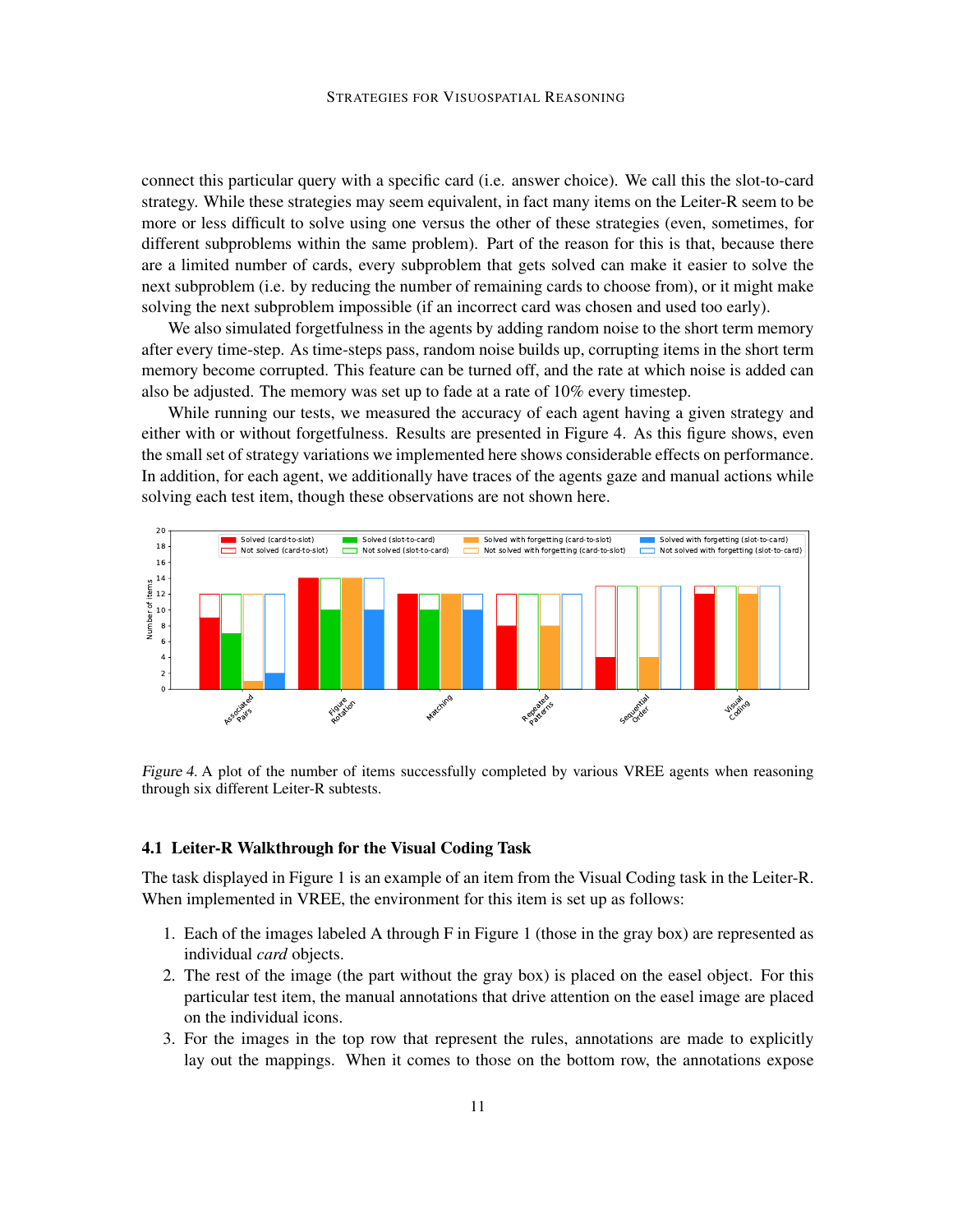connect this particular query with a specific card (i.e. answer choice). We call this the slot-to-card strategy. While these strategies may seem equivalent, in fact many items on the Leiter-R seem to be more or less difficult to solve using one versus the other of these strategies (even, sometimes, for different subproblems within the same problem). Part of the reason for this is that, because there are a limited number of cards, every subproblem that gets solved can make it easier to solve the next subproblem (i.e. by reducing the number of remaining cards to choose from), or it might make solving the next subproblem impossible (if an incorrect card was chosen and used too early).

We also simulated forgetfulness in the agents by adding random noise to the short term memory after every time-step. As time-steps pass, random noise builds up, corrupting items in the short term memory become corrupted. This feature can be turned off, and the rate at which noise is added can also be adjusted. The memory was set up to fade at a rate of 10% every timestep.

While running our tests, we measured the accuracy of each agent having a given strategy and either with or without forgetfulness. Results are presented in Figure 4. As this figure shows, even the small set of strategy variations we implemented here shows considerable effects on performance. In addition, for each agent, we additionally have traces of the agents gaze and manual actions while solving each test item, though these observations are not shown here.

Number of Items
0
2
4
6
8
10
12
14
16
18
20

Solved (card-to-slot)
Not solved (card-to-slot)
Solved (slot-to-card)
Not solved (slot-to-card)
Solved with forgetting (card-to-slot)
Not solved with forgetting (card-to-slot)
Solved with forgetting (slot-to-card)
Not solved with forgetting (slot-to-card)

Associated Pairs
Figure Rotation
Matching
Repeated Patterns
Sequential Order
Visual Coding

*Figure 4.* A plot of the number of items successfully completed by various VREE agents when reasoning through six different Leiter-R subtests.

### 4.1 Leiter-R Walkthrough for the Visual Coding Task

The task displayed in Figure 1 is an example of an item from the Visual Coding task in the Leiter-R. When implemented in VREE, the environment for this item is set up as follows:

1. Each of the images labeled A through F in Figure 1 (those in the gray box) are represented as individual *card* objects.
2. The rest of the image (the part without the gray box) is placed on the easel object. For this particular test item, the manual annotations that drive attention on the easel image are placed on the individual icons.
3. For the images in the top row that represent the rules, annotations are made to explicitly lay out the mappings. When it comes to those on the bottom row, the annotations expose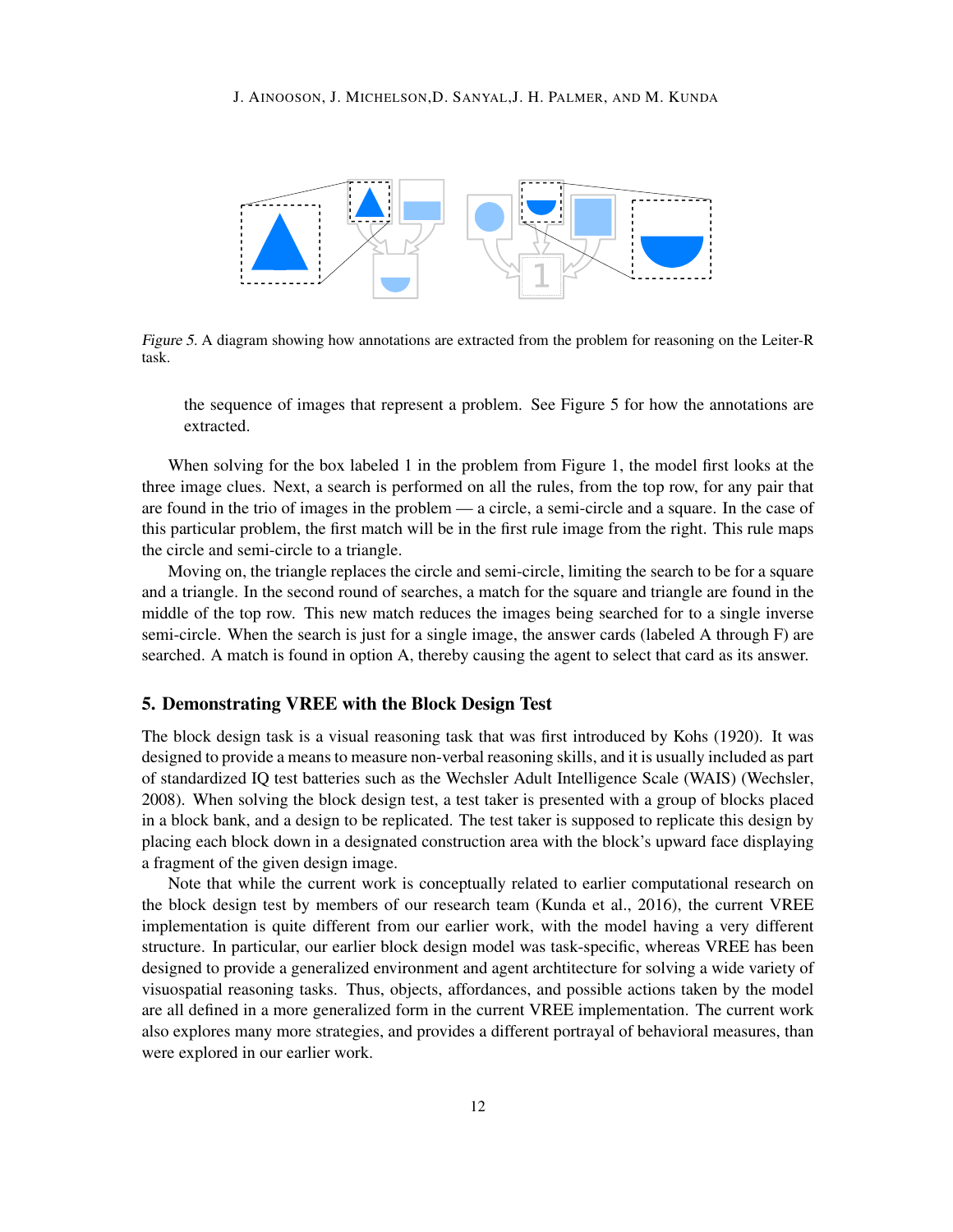*Figure 5.* A diagram showing how annotations are extracted from the problem for reasoning on the Leiter-R task.

the sequence of images that represent a problem. See Figure 5 for how the annotations are extracted.

When solving for the box labeled 1 in the problem from Figure 1, the model first looks at the three image clues. Next, a search is performed on all the rules, from the top row, for any pair that are found in the trio of images in the problem — a circle, a semi-circle and a square. In the case of this particular problem, the first match will be in the first rule image from the right. This rule maps the circle and semi-circle to a triangle.

Moving on, the triangle replaces the circle and semi-circle, limiting the search to be for a square and a triangle. In the second round of searches, a match for the square and triangle are found in the middle of the top row. This new match reduces the images being searched for to a single inverse semi-circle. When the search is just for a single image, the answer cards (labeled A through F) are searched. A match is found in option A, thereby causing the agent to select that card as its answer.

### 5. Demonstrating VREE with the Block Design Test

The block design task is a visual reasoning task that was first introduced by Kohs (1920). It was designed to provide a means to measure non-verbal reasoning skills, and it is usually included as part of standardized IQ test batteries such as the Wechsler Adult Intelligence Scale (WAIS) (Wechsler, 2008). When solving the block design test, a test taker is presented with a group of blocks placed in a block bank, and a design to be replicated. The test taker is supposed to replicate this design by placing each block down in a designated construction area with the block's upward face displaying a fragment of the given design image.

Note that while the current work is conceptually related to earlier computational research on the block design test by members of our research team (Kunda et al., 2016), the current VREE implementation is quite different from our earlier work, with the model having a very different structure. In particular, our earlier block design model was task-specific, whereas VREE has been designed to provide a generalized environment and agent archtitecture for solving a wide variety of visuospatial reasoning tasks. Thus, objects, affordances, and possible actions taken by the model are all defined in a more generalized form in the current VREE implementation. The current work also explores many more strategies, and provides a different portrayal of behavioral measures, than were explored in our earlier work.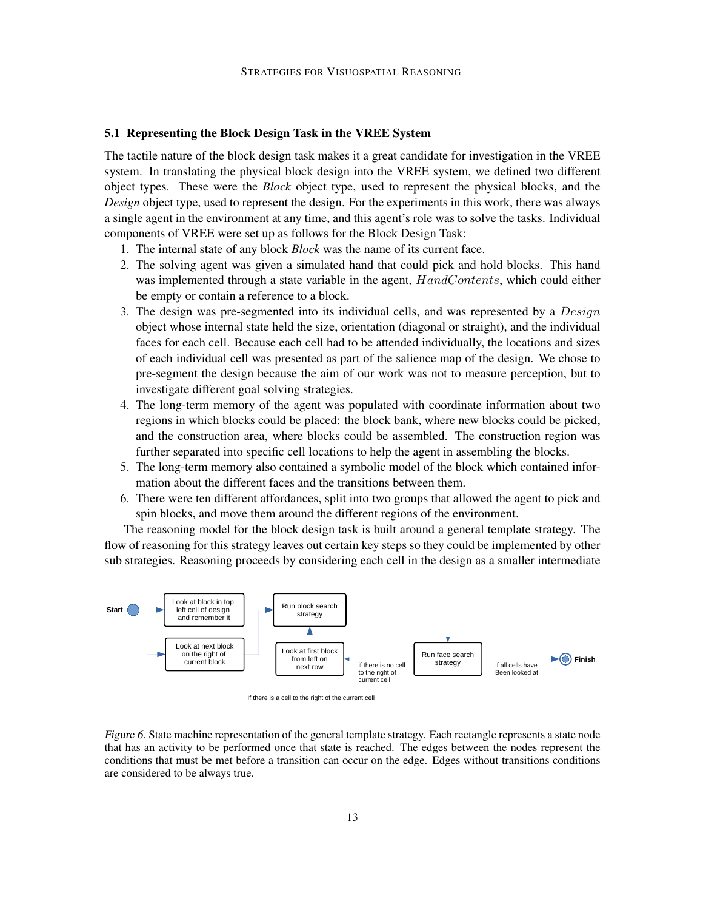### 5.1 Representing the Block Design Task in the VREE System

The tactile nature of the block design task makes it a great candidate for investigation in the VREE system. In translating the physical block design into the VREE system, we defined two different object types. These were the *Block* object type, used to represent the physical blocks, and the *Design* object type, used to represent the design. For the experiments in this work, there was always a single agent in the environment at any time, and this agent's role was to solve the tasks. Individual components of VREE were set up as follows for the Block Design Task:

1. The internal state of any block *Block* was the name of its current face.
2. The solving agent was given a simulated hand that could pick and hold blocks. This hand was implemented through a state variable in the agent, $HandContents$, which could either be empty or contain a reference to a block.
3. The design was pre-segmented into its individual cells, and was represented by a $Design$ object whose internal state held the size, orientation (diagonal or straight), and the individual faces for each cell. Because each cell had to be attended individually, the locations and sizes of each individual cell was presented as part of the salience map of the design. We chose to pre-segment the design because the aim of our work was not to measure perception, but to investigate different goal solving strategies.
4. The long-term memory of the agent was populated with coordinate information about two regions in which blocks could be placed: the block bank, where new blocks could be picked, and the construction area, where blocks could be assembled. The construction region was further separated into specific cell locations to help the agent in assembling the blocks.
5. The long-term memory also contained a symbolic model of the block which contained information about the different faces and the transitions between them.
6. There were ten different affordances, split into two groups that allowed the agent to pick and spin blocks, and move them around the different regions of the environment.

The reasoning model for the block design task is built around a general template strategy. The flow of reasoning for this strategy leaves out certain key steps so they could be implemented by other sub strategies. Reasoning proceeds by considering each cell in the design as a smaller intermediate

Start

Look at block in top left cell of design and remember it

Run block search strategy

Look at next block on the right of current block

Look at first block from left on next row

if there is no cell to the right of current cell

Run face search strategy

If all cells have Been looked at

Finish

If there is a cell to the right of the current cell

*Figure 6.* State machine representation of the general template strategy. Each rectangle represents a state node that has an activity to be performed once that state is reached. The edges between the nodes represent the conditions that must be met before a transition can occur on the edge. Edges without transitions conditions are considered to be always true.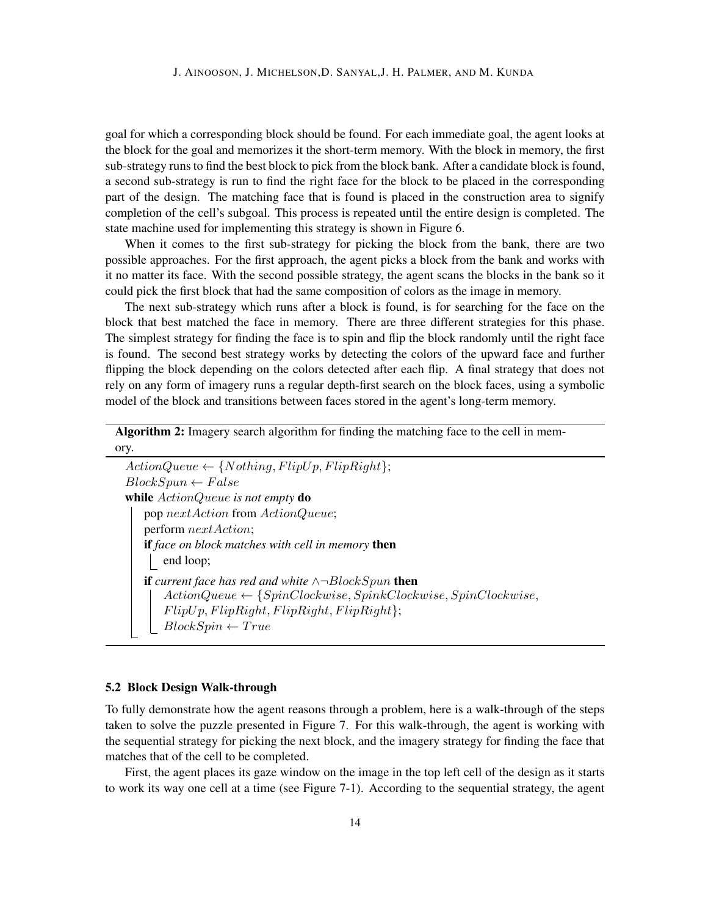goal for which a corresponding block should be found. For each immediate goal, the agent looks at the block for the goal and memorizes it the short-term memory. With the block in memory, the first sub-strategy runs to find the best block to pick from the block bank. After a candidate block is found, a second sub-strategy is run to find the right face for the block to be placed in the corresponding part of the design. The matching face that is found is placed in the construction area to signify completion of the cell's subgoal. This process is repeated until the entire design is completed. The state machine used for implementing this strategy is shown in Figure 6.

When it comes to the first sub-strategy for picking the block from the bank, there are two possible approaches. For the first approach, the agent picks a block from the bank and works with it no matter its face. With the second possible strategy, the agent scans the blocks in the bank so it could pick the first block that had the same composition of colors as the image in memory.

The next sub-strategy which runs after a block is found, is for searching for the face on the block that best matched the face in memory. There are three different strategies for this phase. The simplest strategy for finding the face is to spin and flip the block randomly until the right face is found. The second best strategy works by detecting the colors of the upward face and further flipping the block depending on the colors detected after each flip. A final strategy that does not rely on any form of imagery runs a regular depth-first search on the block faces, using a symbolic model of the block and transitions between faces stored in the agent's long-term memory.

**Algorithm 2:** Imagery search algorithm for finding the matching face to the cell in memory.

$ActionQueue \leftarrow \{Nothing, FlipUp, FlipRight\}$;  
$BlockSpun \leftarrow False$  
**while** *$ActionQueue$ is not empty* **do**  
&nbsp;&nbsp;&nbsp;&nbsp;pop $nextAction$ from $ActionQueue$;  
&nbsp;&nbsp;&nbsp;&nbsp;perform $nextAction$;  
&nbsp;&nbsp;&nbsp;&nbsp;**if** *face on block matches with cell in memory* **then**  
&nbsp;&nbsp;&nbsp;&nbsp;&nbsp;&nbsp;&nbsp;&nbsp;end loop;  
&nbsp;&nbsp;&nbsp;&nbsp;**if** *current face has red and white* $\wedge \neg BlockSpun$ **then**  
&nbsp;&nbsp;&nbsp;&nbsp;&nbsp;&nbsp;&nbsp;&nbsp;$ActionQueue \leftarrow \{SpinClockwise, SpinkClockwise, SpinClockwise,$  
&nbsp;&nbsp;&nbsp;&nbsp;&nbsp;&nbsp;&nbsp;&nbsp;$FlipUp, FlipRight, FlipRight, FlipRight\}$;  
&nbsp;&nbsp;&nbsp;&nbsp;&nbsp;&nbsp;&nbsp;&nbsp;$BlockSpin \leftarrow True$

### 5.2 Block Design Walk-through

To fully demonstrate how the agent reasons through a problem, here is a walk-through of the steps taken to solve the puzzle presented in Figure 7. For this walk-through, the agent is working with the sequential strategy for picking the next block, and the imagery strategy for finding the face that matches that of the cell to be completed.

First, the agent places its gaze window on the image in the top left cell of the design as it starts to work its way one cell at a time (see Figure 7-1). According to the sequential strategy, the agent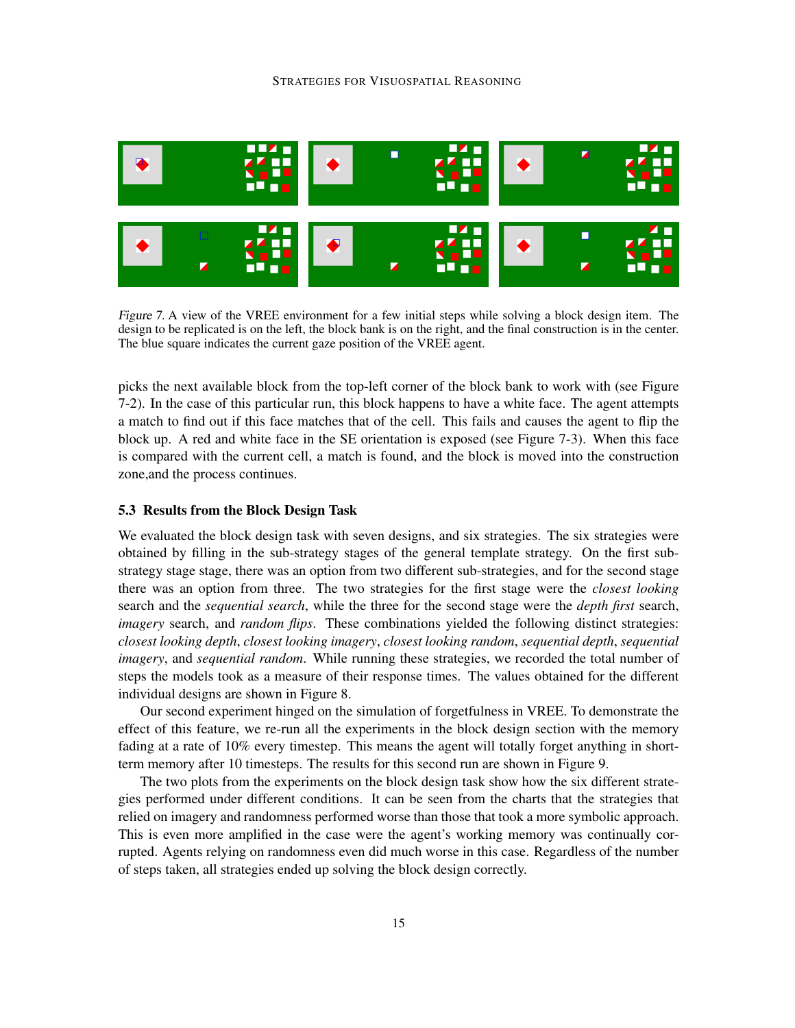*Figure 7.* A view of the VREE environment for a few initial steps while solving a block design item. The design to be replicated is on the left, the block bank is on the right, and the final construction is in the center. The blue square indicates the current gaze position of the VREE agent.

picks the next available block from the top-left corner of the block bank to work with (see Figure 7-2). In the case of this particular run, this block happens to have a white face. The agent attempts a match to find out if this face matches that of the cell. This fails and causes the agent to flip the block up. A red and white face in the SE orientation is exposed (see Figure 7-3). When this face is compared with the current cell, a match is found, and the block is moved into the construction zone,and the process continues.

### 5.3 Results from the Block Design Task

We evaluated the block design task with seven designs, and six strategies. The six strategies were obtained by filling in the sub-strategy stages of the general template strategy. On the first sub-strategy stage stage, there was an option from two different sub-strategies, and for the second stage there was an option from three. The two strategies for the first stage were the *closest looking* search and the *sequential search*, while the three for the second stage were the *depth first* search, *imagery* search, and *random flips*. These combinations yielded the following distinct strategies: *closest looking depth*, *closest looking imagery*, *closest looking random*, *sequential depth*, *sequential imagery*, and *sequential random*. While running these strategies, we recorded the total number of steps the models took as a measure of their response times. The values obtained for the different individual designs are shown in Figure 8.

Our second experiment hinged on the simulation of forgetfulness in VREE. To demonstrate the effect of this feature, we re-run all the experiments in the block design section with the memory fading at a rate of 10% every timestep. This means the agent will totally forget anything in short-term memory after 10 timesteps. The results for this second run are shown in Figure 9.

The two plots from the experiments on the block design task show how the six different strategies performed under different conditions. It can be seen from the charts that the strategies that relied on imagery and randomness performed worse than those that took a more symbolic approach. This is even more amplified in the case were the agent's working memory was continually corrupted. Agents relying on randomness even did much worse in this case. Regardless of the number of steps taken, all strategies ended up solving the block design correctly.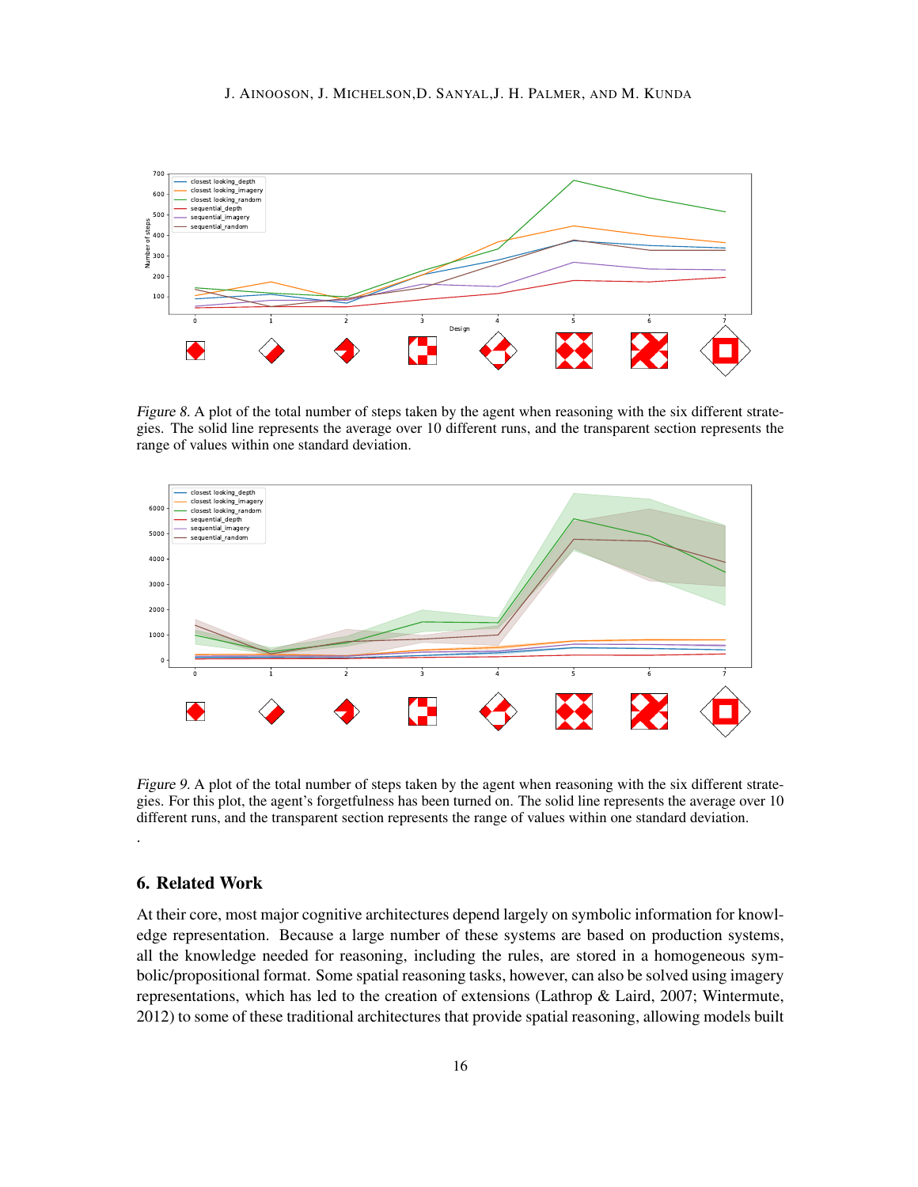700
600
500
400
300
200
100
Number of steps
closest looking_depth
closest looking_imagery
closest looking_random
sequential_depth
sequential_imagery
sequential_random
0 1 2 3 4 5 6 7
Design

*Figure 8.* A plot of the total number of steps taken by the agent when reasoning with the six different strategies. The solid line represents the average over 10 different runs, and the transparent section represents the range of values within one standard deviation.

6000
5000
4000
3000
2000
1000
0
closest looking_depth
closest looking_imagery
closest looking_random
sequential_depth
sequential_imagery
sequential_random
0 1 2 3 4 5 6 7

*Figure 9.* A plot of the total number of steps taken by the agent when reasoning with the six different strategies. For this plot, the agent's forgetfulness has been turned on. The solid line represents the average over 10 different runs, and the transparent section represents the range of values within one standard deviation.

.

## 6. Related Work

At their core, most major cognitive architectures depend largely on symbolic information for knowledge representation. Because a large number of these systems are based on production systems, all the knowledge needed for reasoning, including the rules, are stored in a homogeneous symbolic/propositional format. Some spatial reasoning tasks, however, can also be solved using imagery representations, which has led to the creation of extensions (Lathrop & Laird, 2007; Wintermute, 2012) to some of these traditional architectures that provide spatial reasoning, allowing models built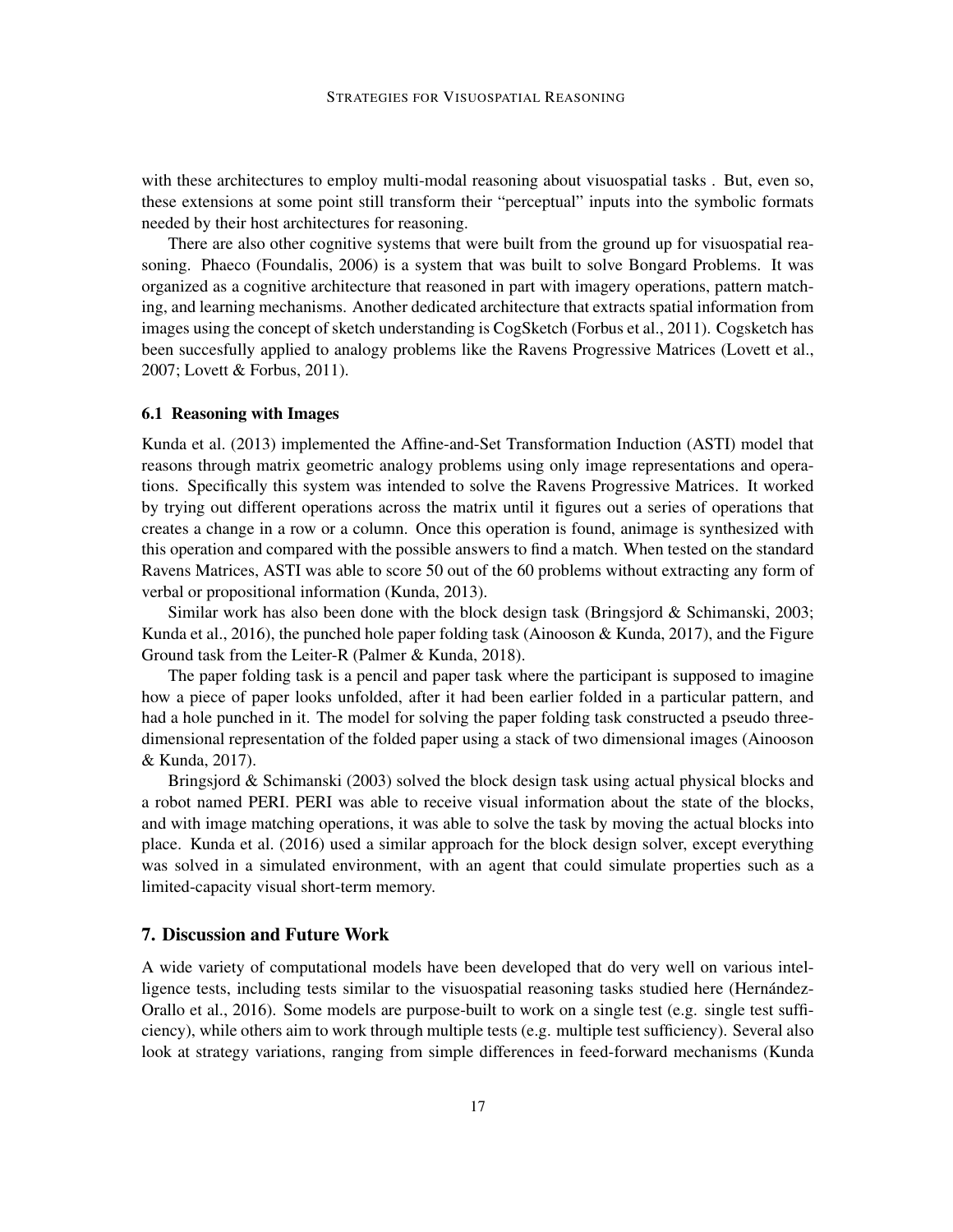with these architectures to employ multi-modal reasoning about visuospatial tasks . But, even so, these extensions at some point still transform their "perceptual" inputs into the symbolic formats needed by their host architectures for reasoning.

There are also other cognitive systems that were built from the ground up for visuospatial reasoning. Phaeco (Foundalis, 2006) is a system that was built to solve Bongard Problems. It was organized as a cognitive architecture that reasoned in part with imagery operations, pattern matching, and learning mechanisms. Another dedicated architecture that extracts spatial information from images using the concept of sketch understanding is CogSketch (Forbus et al., 2011). Cogsketch has been succesfully applied to analogy problems like the Ravens Progressive Matrices (Lovett et al., 2007; Lovett & Forbus, 2011).

### 6.1 Reasoning with Images

Kunda et al. (2013) implemented the Affine-and-Set Transformation Induction (ASTI) model that reasons through matrix geometric analogy problems using only image representations and operations. Specifically this system was intended to solve the Ravens Progressive Matrices. It worked by trying out different operations across the matrix until it figures out a series of operations that creates a change in a row or a column. Once this operation is found, animage is synthesized with this operation and compared with the possible answers to find a match. When tested on the standard Ravens Matrices, ASTI was able to score 50 out of the 60 problems without extracting any form of verbal or propositional information (Kunda, 2013).

Similar work has also been done with the block design task (Bringsjord & Schimanski, 2003; Kunda et al., 2016), the punched hole paper folding task (Ainooson & Kunda, 2017), and the Figure Ground task from the Leiter-R (Palmer & Kunda, 2018).

The paper folding task is a pencil and paper task where the participant is supposed to imagine how a piece of paper looks unfolded, after it had been earlier folded in a particular pattern, and had a hole punched in it. The model for solving the paper folding task constructed a pseudo three-dimensional representation of the folded paper using a stack of two dimensional images (Ainooson & Kunda, 2017).

Bringsjord & Schimanski (2003) solved the block design task using actual physical blocks and a robot named PERI. PERI was able to receive visual information about the state of the blocks, and with image matching operations, it was able to solve the task by moving the actual blocks into place. Kunda et al. (2016) used a similar approach for the block design solver, except everything was solved in a simulated environment, with an agent that could simulate properties such as a limited-capacity visual short-term memory.

## 7. Discussion and Future Work

A wide variety of computational models have been developed that do very well on various intelligence tests, including tests similar to the visuospatial reasoning tasks studied here (Hernández-Orallo et al., 2016). Some models are purpose-built to work on a single test (e.g. single test sufficiency), while others aim to work through multiple tests (e.g. multiple test sufficiency). Several also look at strategy variations, ranging from simple differences in feed-forward mechanisms (Kunda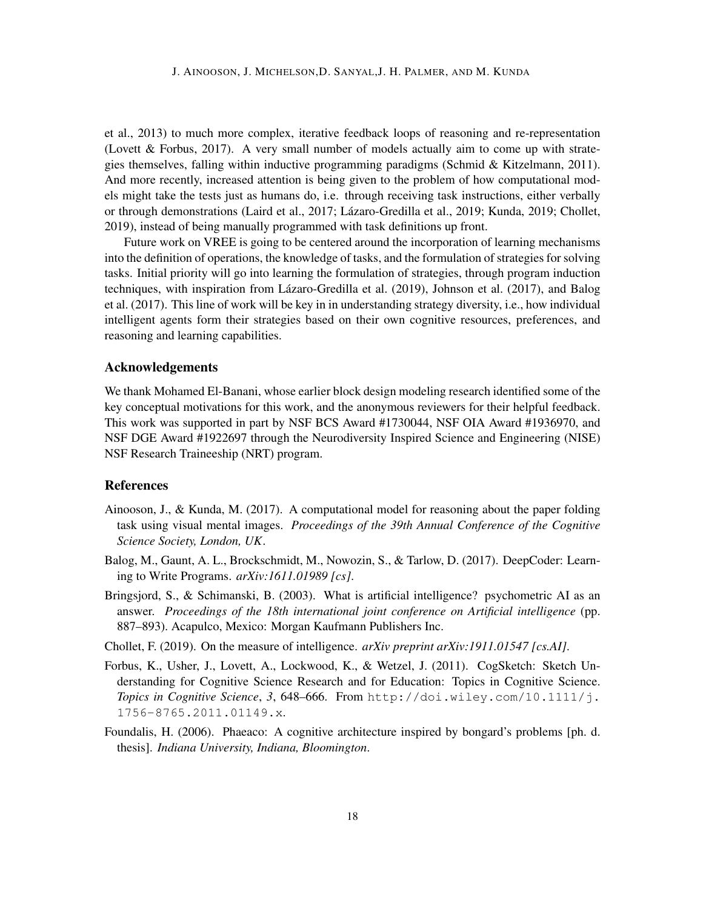et al., 2013) to much more complex, iterative feedback loops of reasoning and re-representation (Lovett & Forbus, 2017). A very small number of models actually aim to come up with strategies themselves, falling within inductive programming paradigms (Schmid & Kitzelmann, 2011). And more recently, increased attention is being given to the problem of how computational models might take the tests just as humans do, i.e. through receiving task instructions, either verbally or through demonstrations (Laird et al., 2017; Lázaro-Gredilla et al., 2019; Kunda, 2019; Chollet, 2019), instead of being manually programmed with task definitions up front.

Future work on VREE is going to be centered around the incorporation of learning mechanisms into the definition of operations, the knowledge of tasks, and the formulation of strategies for solving tasks. Initial priority will go into learning the formulation of strategies, through program induction techniques, with inspiration from Lázaro-Gredilla et al. (2019), Johnson et al. (2017), and Balog et al. (2017). This line of work will be key in in understanding strategy diversity, i.e., how individual intelligent agents form their strategies based on their own cognitive resources, preferences, and reasoning and learning capabilities.

## Acknowledgements

We thank Mohamed El-Banani, whose earlier block design modeling research identified some of the key conceptual motivations for this work, and the anonymous reviewers for their helpful feedback. This work was supported in part by NSF BCS Award #1730044, NSF OIA Award #1936970, and NSF DGE Award #1922697 through the Neurodiversity Inspired Science and Engineering (NISE) NSF Research Traineeship (NRT) program.

## References

Ainooson, J., & Kunda, M. (2017). A computational model for reasoning about the paper folding task using visual mental images. *Proceedings of the 39th Annual Conference of the Cognitive Science Society, London, UK*.

Balog, M., Gaunt, A. L., Brockschmidt, M., Nowozin, S., & Tarlow, D. (2017). DeepCoder: Learning to Write Programs. *arXiv:1611.01989 [cs]*.

Bringsjord, S., & Schimanski, B. (2003). What is artificial intelligence? psychometric AI as an answer. *Proceedings of the 18th international joint conference on Artificial intelligence* (pp. 887–893). Acapulco, Mexico: Morgan Kaufmann Publishers Inc.

Chollet, F. (2019). On the measure of intelligence. *arXiv preprint arXiv:1911.01547 [cs.AI]*.

Forbus, K., Usher, J., Lovett, A., Lockwood, K., & Wetzel, J. (2011). CogSketch: Sketch Understanding for Cognitive Science Research and for Education: Topics in Cognitive Science. *Topics in Cognitive Science*, *3*, 648–666. From `http://doi.wiley.com/10.1111/j.1756-8765.2011.01149.x`.

Foundalis, H. (2006). Phaeaco: A cognitive architecture inspired by bongard's problems [ph. d. thesis]. *Indiana University, Indiana, Bloomington*.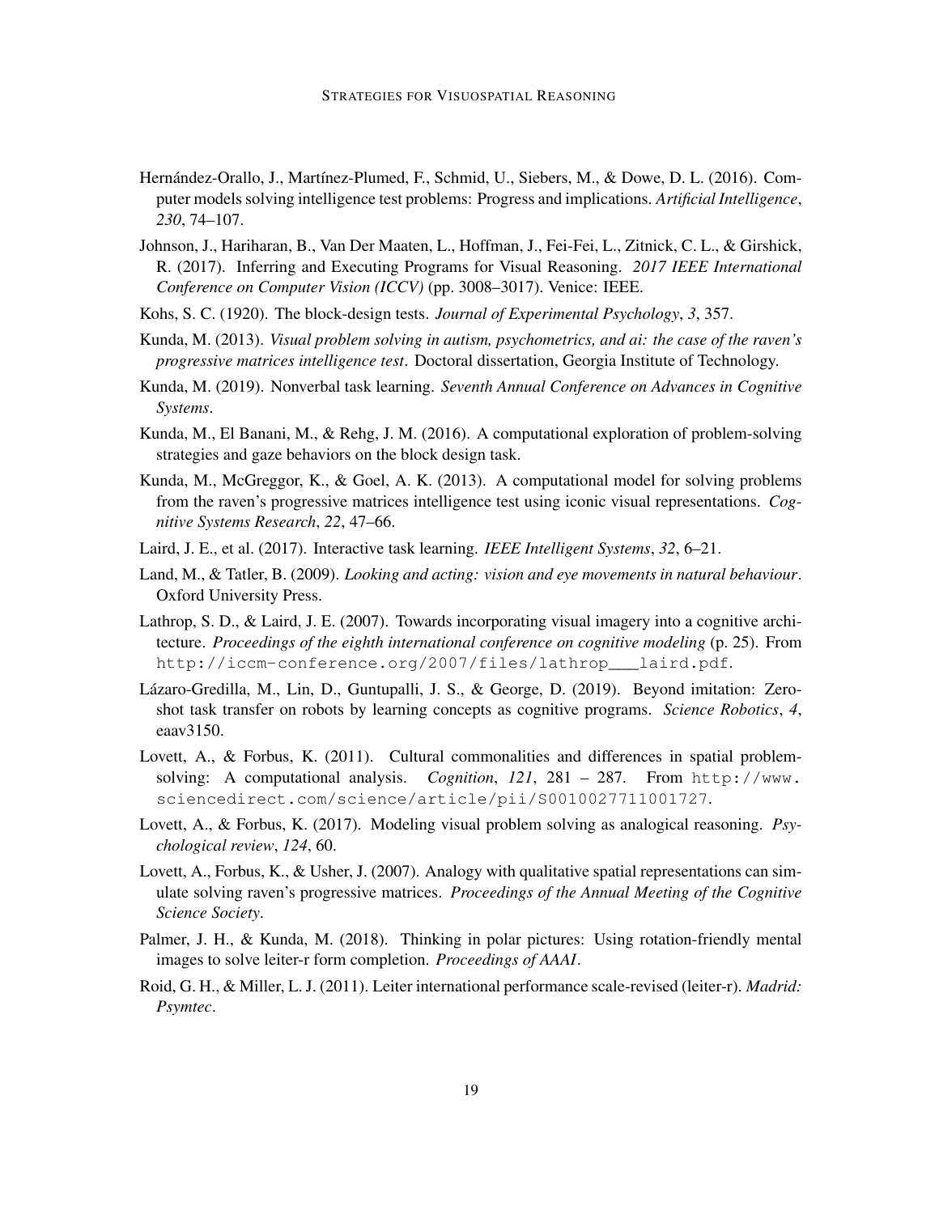Hernández-Orallo, J., Martínez-Plumed, F., Schmid, U., Siebers, M., & Dowe, D. L. (2016). Computer models solving intelligence test problems: Progress and implications. *Artificial Intelligence*, *230*, 74–107.

Johnson, J., Hariharan, B., Van Der Maaten, L., Hoffman, J., Fei-Fei, L., Zitnick, C. L., & Girshick, R. (2017). Inferring and Executing Programs for Visual Reasoning. *2017 IEEE International Conference on Computer Vision (ICCV)* (pp. 3008–3017). Venice: IEEE.

Kohs, S. C. (1920). The block-design tests. *Journal of Experimental Psychology*, *3*, 357.

Kunda, M. (2013). *Visual problem solving in autism, psychometrics, and ai: the case of the raven's progressive matrices intelligence test*. Doctoral dissertation, Georgia Institute of Technology.

Kunda, M. (2019). Nonverbal task learning. *Seventh Annual Conference on Advances in Cognitive Systems*.

Kunda, M., El Banani, M., & Rehg, J. M. (2016). A computational exploration of problem-solving strategies and gaze behaviors on the block design task.

Kunda, M., McGreggor, K., & Goel, A. K. (2013). A computational model for solving problems from the raven's progressive matrices intelligence test using iconic visual representations. *Cognitive Systems Research*, *22*, 47–66.

Laird, J. E., et al. (2017). Interactive task learning. *IEEE Intelligent Systems*, *32*, 6–21.

Land, M., & Tatler, B. (2009). *Looking and acting: vision and eye movements in natural behaviour*. Oxford University Press.

Lathrop, S. D., & Laird, J. E. (2007). Towards incorporating visual imagery into a cognitive architecture. *Proceedings of the eighth international conference on cognitive modeling* (p. 25). From `http://iccm-conference.org/2007/files/lathrop___laird.pdf`.

Lázaro-Gredilla, M., Lin, D., Guntupalli, J. S., & George, D. (2019). Beyond imitation: Zero-shot task transfer on robots by learning concepts as cognitive programs. *Science Robotics*, *4*, eaav3150.

Lovett, A., & Forbus, K. (2011). Cultural commonalities and differences in spatial problem-solving: A computational analysis. *Cognition*, *121*, 281 – 287. From `http://www.sciencedirect.com/science/article/pii/S0010027711001727`.

Lovett, A., & Forbus, K. (2017). Modeling visual problem solving as analogical reasoning. *Psychological review*, *124*, 60.

Lovett, A., Forbus, K., & Usher, J. (2007). Analogy with qualitative spatial representations can simulate solving raven's progressive matrices. *Proceedings of the Annual Meeting of the Cognitive Science Society*.

Palmer, J. H., & Kunda, M. (2018). Thinking in polar pictures: Using rotation-friendly mental images to solve leiter-r form completion. *Proceedings of AAAI*.

Roid, G. H., & Miller, L. J. (2011). Leiter international performance scale-revised (leiter-r). *Madrid: Psymtec*.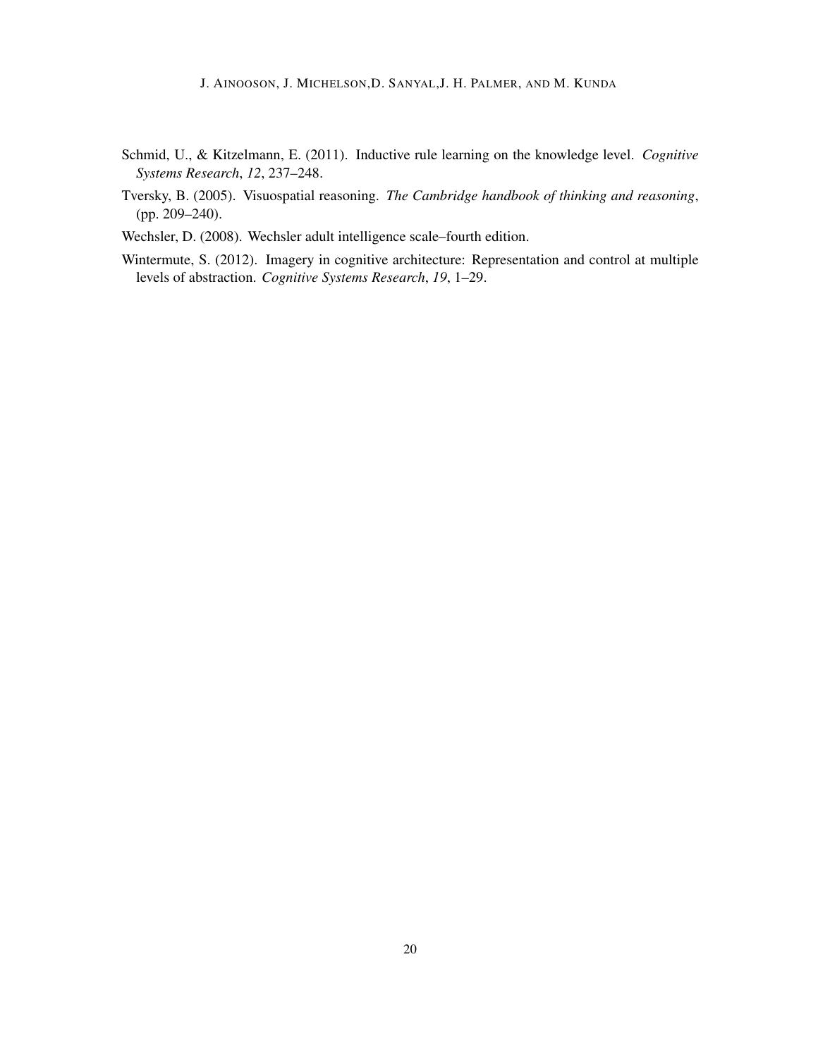Schmid, U., & Kitzelmann, E. (2011). Inductive rule learning on the knowledge level. *Cognitive Systems Research*, *12*, 237–248.

Tversky, B. (2005). Visuospatial reasoning. *The Cambridge handbook of thinking and reasoning*, (pp. 209–240).

Wechsler, D. (2008). Wechsler adult intelligence scale–fourth edition.

Wintermute, S. (2012). Imagery in cognitive architecture: Representation and control at multiple levels of abstraction. *Cognitive Systems Research*, *19*, 1–29.